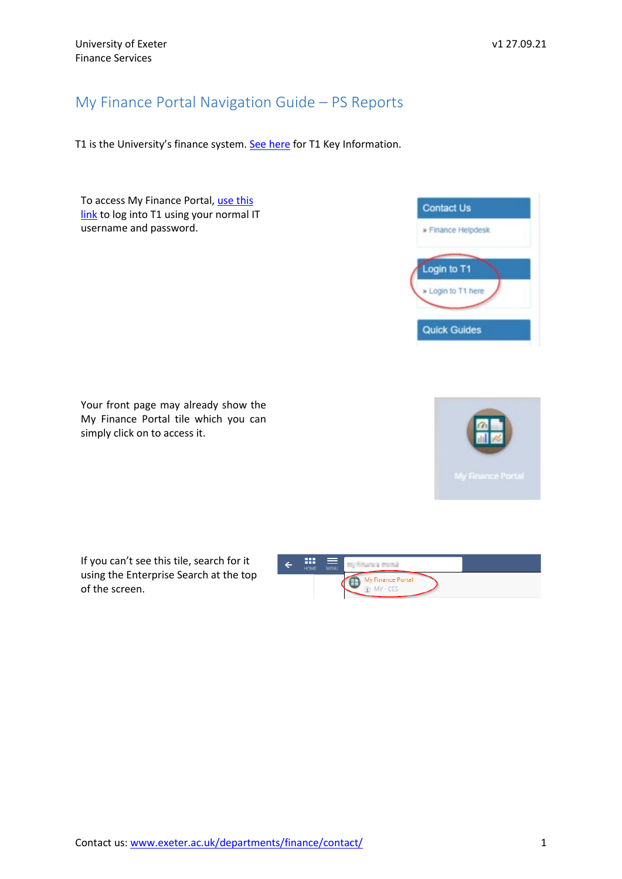University of Exeter
Finance Services

v1 27.09.21

# My Finance Portal Navigation Guide – PS Reports

T1 is the University's finance system. See here for T1 Key Information.

To access My Finance Portal, use this link to log into T1 using your normal IT username and password.

Your front page may already show the My Finance Portal tile which you can simply click on to access it.

If you can't see this tile, search for it using the Enterprise Search at the top of the screen.

Contact us: www.exeter.ac.uk/departments/finance/contact/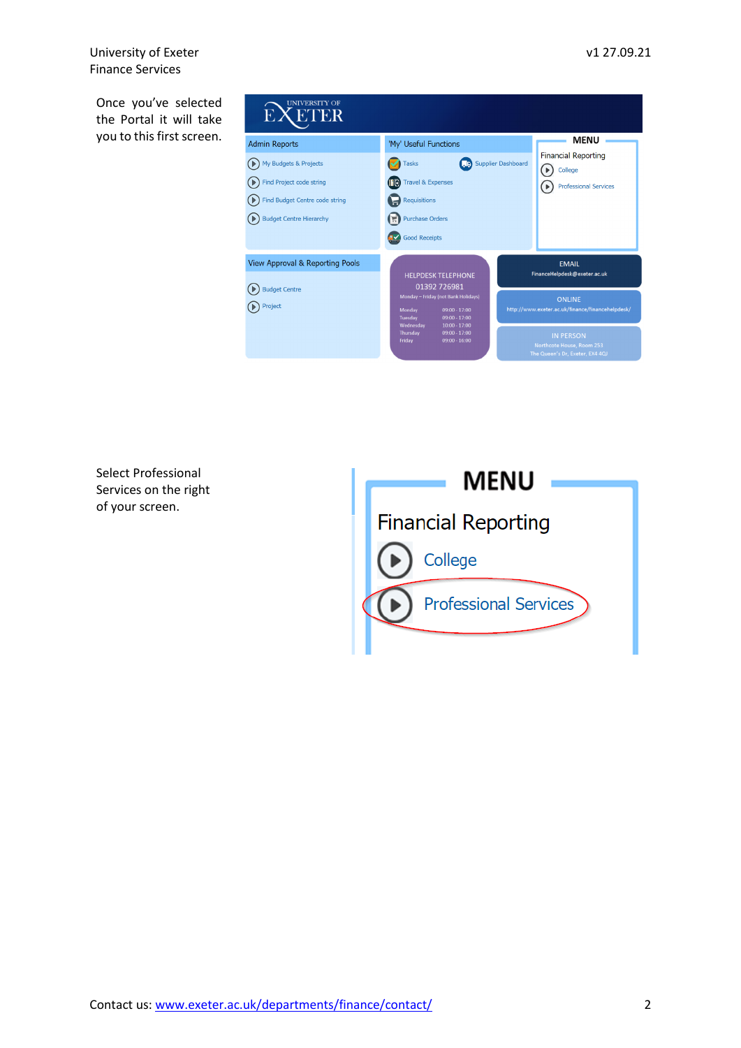Once you've selected the Portal it will take you to this first screen.

Select Professional Services on the right of your screen.

Contact us: [www.exeter.ac.uk/departments/finance/contact/](www.exeter.ac.uk/departments/finance/contact/)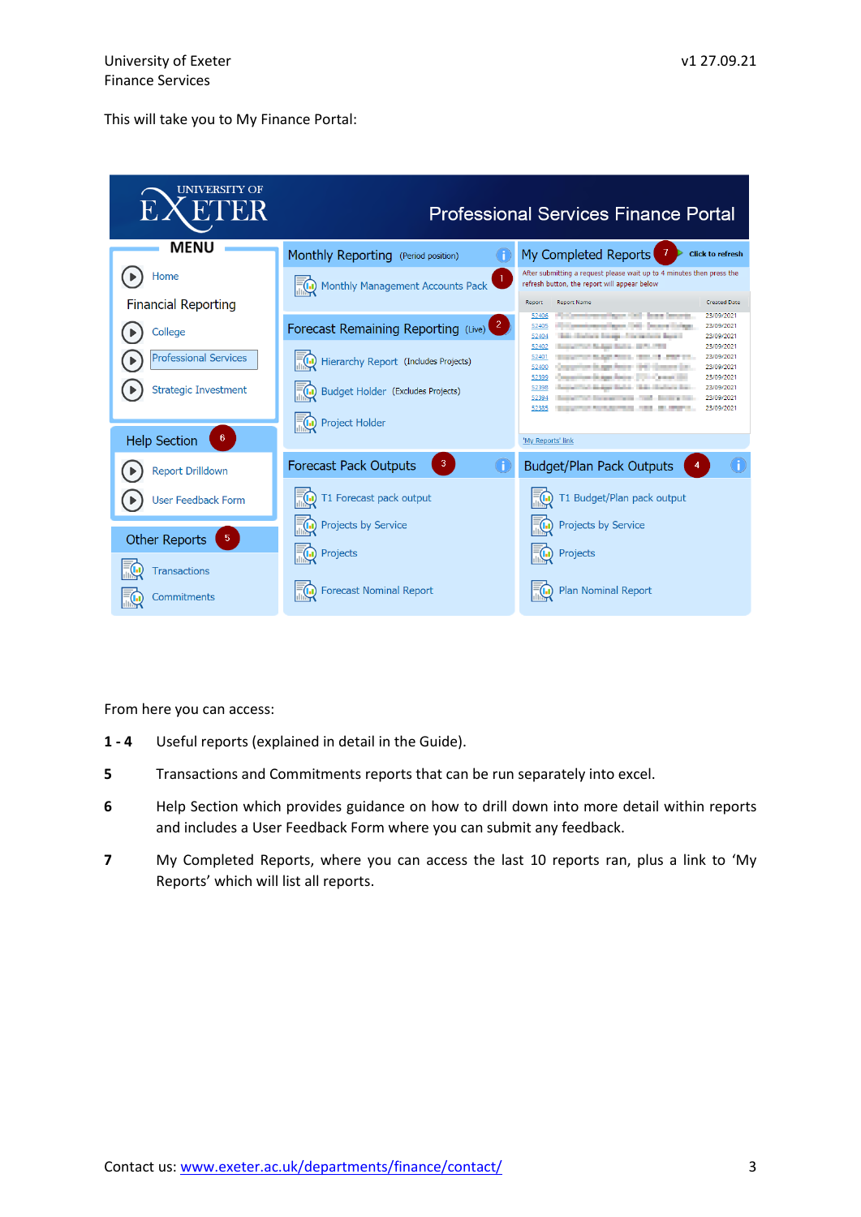This will take you to My Finance Portal:

From here you can access:

**1 - 4** Useful reports (explained in detail in the Guide).

**5** Transactions and Commitments reports that can be run separately into excel.

**6** Help Section which provides guidance on how to drill down into more detail within reports and includes a User Feedback Form where you can submit any feedback.

**7** My Completed Reports, where you can access the last 10 reports ran, plus a link to 'My Reports' which will list all reports.